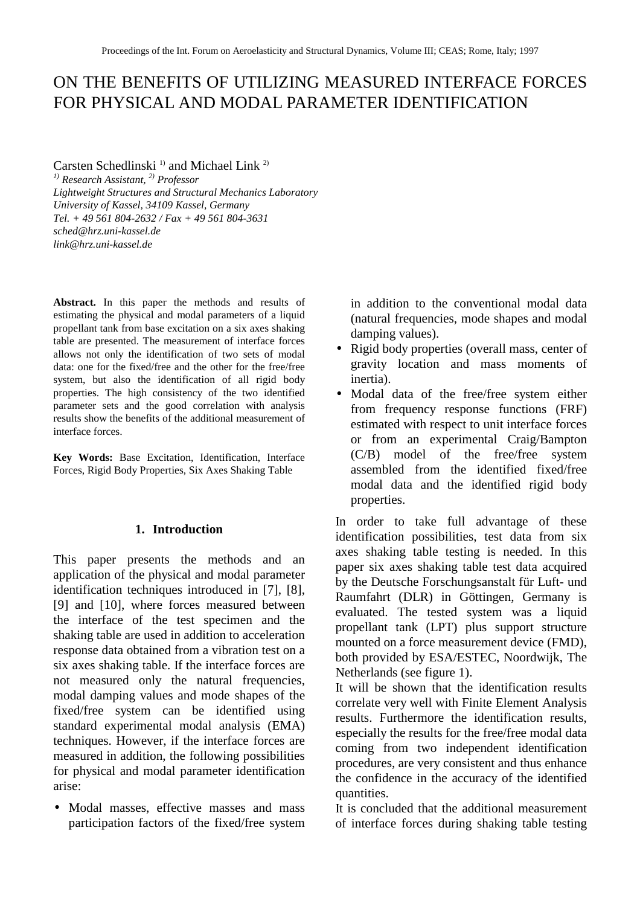# ON THE BENEFITS OF UTILIZING MEASURED INTERFACE FORCES FOR PHYSICAL AND MODAL PARAMETER IDENTIFICATION

Carsten Schedlinski [1)] and Michael Link [2)]

*[1)] Research Assistant, [2)] Professor*
*Lightweight Structures and Structural Mechanics Laboratory*
*University of Kassel, 34109 Kassel, Germany*
*Tel. + 49 561 804-2632 / Fax + 49 561 804-3631*
*sched@hrz.uni-kassel.de*
*link@hrz.uni-kassel.de*

**Abstract.** In this paper the methods and results of estimating the physical and modal parameters of a liquid propellant tank from base excitation on a six axes shaking table are presented. The measurement of interface forces allows not only the identification of two sets of modal data: one for the fixed/free and the other for the free/free system, but also the identification of all rigid body properties. The high consistency of the two identified parameter sets and the good correlation with analysis results show the benefits of the additional measurement of interface forces.

**Key Words:** Base Excitation, Identification, Interface Forces, Rigid Body Properties, Six Axes Shaking Table

## 1. Introduction

This paper presents the methods and an application of the physical and modal parameter identification techniques introduced in [7], [8], [9] and [10], where forces measured between the interface of the test specimen and the shaking table are used in addition to acceleration response data obtained from a vibration test on a six axes shaking table. If the interface forces are not measured only the natural frequencies, modal damping values and mode shapes of the fixed/free system can be identified using standard experimental modal analysis (EMA) techniques. However, if the interface forces are measured in addition, the following possibilities for physical and modal parameter identification arise:

- Modal masses, effective masses and mass participation factors of the fixed/free system in addition to the conventional modal data (natural frequencies, mode shapes and modal damping values).
- Rigid body properties (overall mass, center of gravity location and mass moments of inertia).
- Modal data of the free/free system either from frequency response functions (FRF) estimated with respect to unit interface forces or from an experimental Craig/Bampton (C/B) model of the free/free system assembled from the identified fixed/free modal data and the identified rigid body properties.

In order to take full advantage of these identification possibilities, test data from six axes shaking table testing is needed. In this paper six axes shaking table test data acquired by the Deutsche Forschungsanstalt für Luft- und Raumfahrt (DLR) in Göttingen, Germany is evaluated. The tested system was a liquid propellant tank (LPT) plus support structure mounted on a force measurement device (FMD), both provided by ESA/ESTEC, Noordwijk, The Netherlands (see figure 1).

It will be shown that the identification results correlate very well with Finite Element Analysis results. Furthermore the identification results, especially the results for the free/free modal data coming from two independent identification procedures, are very consistent and thus enhance the confidence in the accuracy of the identified quantities.

It is concluded that the additional measurement of interface forces during shaking table testing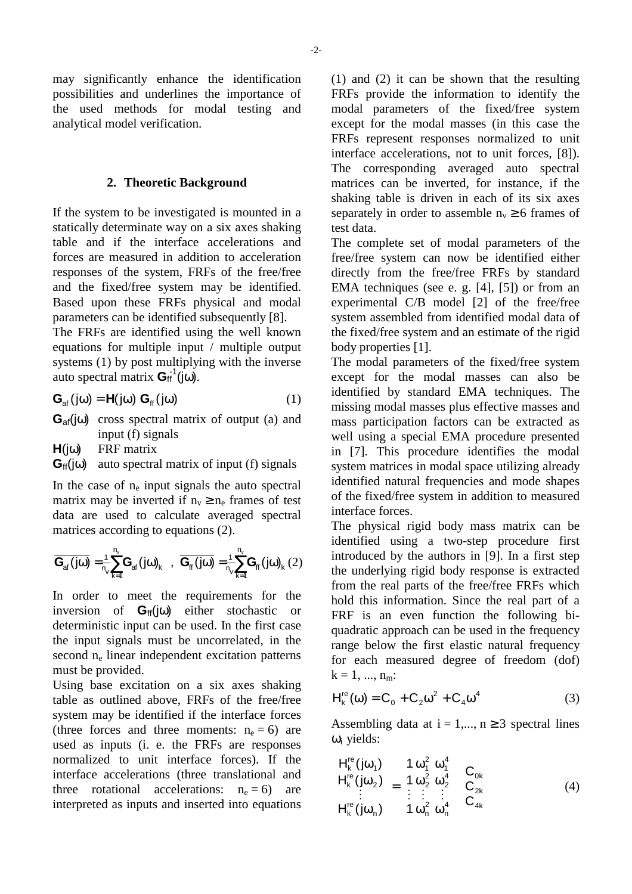may significantly enhance the identification possibilities and underlines the importance of the used methods for modal testing and analytical model verification.

## 2. Theoretic Background

If the system to be investigated is mounted in a statically determinate way on a six axes shaking table and if the interface accelerations and forces are measured in addition to acceleration responses of the system, FRFs of the free/free and the fixed/free system may be identified. Based upon these FRFs physical and modal parameters can be identified subsequently [8].

The FRFs are identified using the well known equations for multiple input / multiple output systems (1) by post multiplying with the inverse auto spectral matrix $\mathbf{G}_{ff}^{-1}(j\omega)$.

$$\mathbf{G}_{af}(j\omega) = \mathbf{H}(j\omega)\,\mathbf{G}_{ff}(j\omega) \tag{1}$$

$\mathbf{G}_{af}(j\omega)$ cross spectral matrix of output (a) and input (f) signals

$\mathbf{H}(j\omega)$ FRF matrix

$\mathbf{G}_{ff}(j\omega)$ auto spectral matrix of input (f) signals

In the case of $n_e$ input signals the auto spectral matrix may be inverted if $n_v \geq n_e$ frames of test data are used to calculate averaged spectral matrices according to equations (2).

$$\overline{\mathbf{G}_{af}(j\omega)} = \frac{1}{n_V}\sum_{k=1}^{n_v}\mathbf{G}_{af}(j\omega)_k \;\;,\;\; \overline{\mathbf{G}_{ff}(j\omega)} = \frac{1}{n_V}\sum_{k=1}^{n_v}\mathbf{G}_{ff}(j\omega)_k \tag{2}$$

In order to meet the requirements for the inversion of $\mathbf{G}_{ff}(j\omega)$ either stochastic or deterministic input can be used. In the first case the input signals must be uncorrelated, in the second $n_e$ linear independent excitation patterns must be provided.

Using base excitation on a six axes shaking table as outlined above, FRFs of the free/free system may be identified if the interface forces (three forces and three moments: $n_e = 6$) are used as inputs (i. e. the FRFs are responses normalized to unit interface forces). If the interface accelerations (three translational and three rotational accelerations: $n_e = 6$) are interpreted as inputs and inserted into equations (1) and (2) it can be shown that the resulting FRFs provide the information to identify the modal parameters of the fixed/free system except for the modal masses (in this case the FRFs represent responses normalized to unit interface accelerations, not to unit forces, [8]). The corresponding averaged auto spectral matrices can be inverted, for instance, if the shaking table is driven in each of its six axes separately in order to assemble $n_v \geq 6$ frames of test data.

The complete set of modal parameters of the free/free system can now be identified either directly from the free/free FRFs by standard EMA techniques (see e. g. [4], [5]) or from an experimental C/B model [2] of the free/free system assembled from identified modal data of the fixed/free system and an estimate of the rigid body properties [1].

The modal parameters of the fixed/free system except for the modal masses can also be identified by standard EMA techniques. The missing modal masses plus effective masses and mass participation factors can be extracted as well using a special EMA procedure presented in [7]. This procedure identifies the modal system matrices in modal space utilizing already identified natural frequencies and mode shapes of the fixed/free system in addition to measured interface forces.

The physical rigid body mass matrix can be identified using a two-step procedure first introduced by the authors in [9]. In a first step the underlying rigid body response is extracted from the real parts of the free/free FRFs which hold this information. Since the real part of a FRF is an even function the following bi-quadratic approach can be used in the frequency range below the first elastic natural frequency for each measured degree of freedom (dof) $k = 1, ..., n_m$:

$$H_k^{re}(\omega) = C_0 + C_2\omega^2 + C_4\omega^4 \tag{3}$$

Assembling data at $i = 1,..., n \geq 3$ spectral lines $\omega_i$ yields:

$$\begin{bmatrix} H_k^{re}(j\omega_1) \\ H_k^{re}(j\omega_2) \\ \vdots \\ H_k^{re}(j\omega_n) \end{bmatrix} = \begin{bmatrix} 1 & \omega_1^2 & \omega_1^4 \\ 1 & \omega_2^2 & \omega_2^4 \\ \vdots & \vdots & \vdots \\ 1 & \omega_n^2 & \omega_n^4 \end{bmatrix} \begin{bmatrix} C_{0k} \\ C_{2k} \\ C_{4k} \end{bmatrix} \tag{4}$$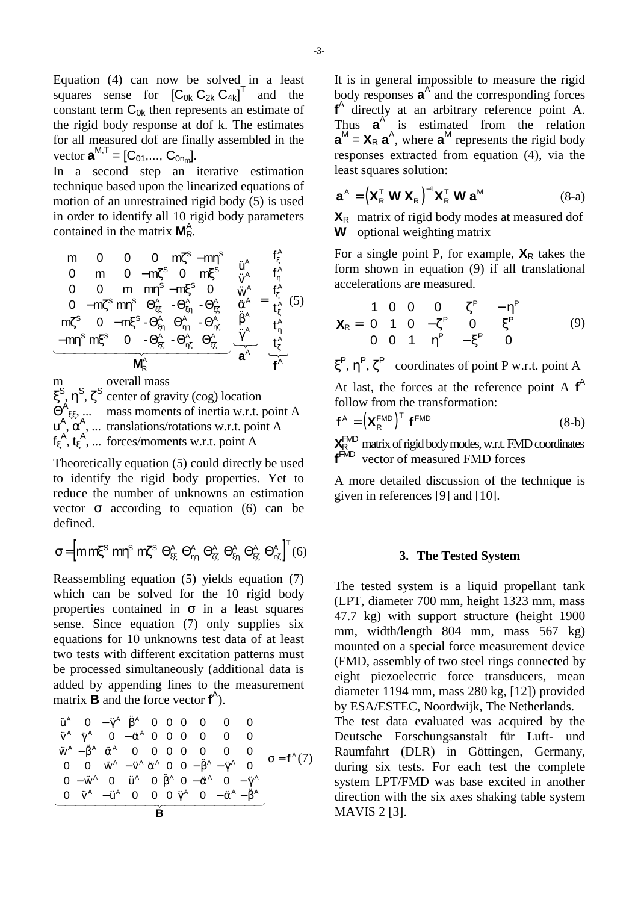Equation (4) can now be solved in a least squares sense for $[C_{0k}\ C_{2k}\ C_{4k}]^T$ and the constant term $C_{0k}$ then represents an estimate of the rigid body response at dof k. The estimates for all measured dof are finally assembled in the vector $\mathbf{a}^{M,T} = [C_{01},..., C_{0n_m}]$.

In a second step an iterative estimation technique based upon the linearized equations of motion of an unrestrained rigid body (5) is used in order to identify all 10 rigid body parameters contained in the matrix $\mathbf{M}_R^A$.

$$
\underbrace{\begin{bmatrix} m & 0 & 0 & 0 & m\zeta^S & -m\eta^S \\ 0 & m & 0 & -m\zeta^S & 0 & m\xi^S \\ 0 & 0 & m & m\eta^S & -m\xi^S & 0 \\ 0 & -m\zeta^S & m\eta^S & \Theta^A_{\xi\xi} & -\Theta^A_{\xi\eta} & -\Theta^A_{\xi\zeta} \\ m\zeta^S & 0 & -m\xi^S & -\Theta^A_{\xi\eta} & \Theta^A_{\eta\eta} & -\Theta^A_{\eta\zeta} \\ -m\eta^S & m\xi^S & 0 & -\Theta^A_{\xi\zeta} & -\Theta^A_{\eta\zeta} & \Theta^A_{\zeta\zeta} \end{bmatrix}}_{\mathbf{M}_R^A} \underbrace{\begin{bmatrix} \ddot{u}^A \\ \ddot{v}^A \\ \ddot{w}^A \\ \ddot{\alpha}^A \\ \ddot{\beta}^A \\ \ddot{\gamma}^A \end{bmatrix}}_{\mathbf{a}^A} = \underbrace{\begin{bmatrix} f^A_\xi \\ f^A_\eta \\ f^A_\zeta \\ t^A_\xi \\ t^A_\eta \\ t^A_\zeta \end{bmatrix}}_{\mathbf{f}^A} \quad (5)
$$

| | |
|---|---|
| $m$ | overall mass |
| $\xi^S, \eta^S, \zeta^S$ | center of gravity (cog) location |
| $\Theta^A_{\xi\xi}, ...$ | mass moments of inertia w.r.t. point A |
| $u^A, \alpha^A, ...$ | translations/rotations w.r.t. point A |
| $f^A_\xi, t^A_\xi, ...$ | forces/moments w.r.t. point A |

Theoretically equation (5) could directly be used to identify the rigid body properties. Yet to reduce the number of unknowns an estimation vector $\sigma$ according to equation (6) can be defined.

$$
\sigma = \begin{bmatrix} m & m\xi^S & m\eta^S & m\zeta^S & \Theta^A_{\xi\xi} & \Theta^A_{\eta\eta} & \Theta^A_{\zeta\zeta} & \Theta^A_{\xi\eta} & \Theta^A_{\xi\zeta} & \Theta^A_{\eta\zeta} \end{bmatrix}^T \quad (6)
$$

Reassembling equation (5) yields equation (7) which can be solved for the 10 rigid body properties contained in $\sigma$ in a least squares sense. Since equation (7) only supplies six equations for 10 unknowns test data of at least two tests with different excitation patterns must be processed simultaneously (additional data is added by appending lines to the measurement matrix $\mathbf{B}$ and the force vector $\mathbf{f}^A$).

$$
\underbrace{\begin{bmatrix} \ddot{u}^A & 0 & -\ddot{\gamma}^A & \ddot{\beta}^A & 0 & 0 & 0 & 0 & 0 & 0 \\ \ddot{v}^A & \ddot{\gamma}^A & 0 & -\ddot{\alpha}^A & 0 & 0 & 0 & 0 & 0 & 0 \\ \ddot{w}^A & -\ddot{\beta}^A & \ddot{\alpha}^A & 0 & 0 & 0 & 0 & 0 & 0 & 0 \\ 0 & 0 & \ddot{w}^A & -\ddot{v}^A & \ddot{\alpha}^A & 0 & 0 & -\ddot{\beta}^A & -\ddot{\gamma}^A & 0 \\ 0 & -\ddot{w}^A & 0 & \ddot{u}^A & 0 & \ddot{\beta}^A & 0 & -\ddot{\alpha}^A & 0 & -\ddot{\gamma}^A \\ 0 & \ddot{v}^A & -\ddot{u}^A & 0 & 0 & 0 & \ddot{\gamma}^A & 0 & -\ddot{\alpha}^A & -\ddot{\beta}^A \end{bmatrix}}_{\mathbf{B}} \sigma = \mathbf{f}^A \quad (7)
$$

It is in general impossible to measure the rigid body responses $\mathbf{a}^A$ and the corresponding forces $\mathbf{f}^A$ directly at an arbitrary reference point A. Thus $\mathbf{a}^A$ is estimated from the relation $\mathbf{a}^M = \mathbf{X}_R\,\mathbf{a}^A$, where $\mathbf{a}^M$ represents the rigid body responses extracted from equation (4), via the least squares solution:

$$
\mathbf{a}^A = \left(\mathbf{X}_R^T\,\mathbf{W}\,\mathbf{X}_R\right)^{-1}\mathbf{X}_R^T\,\mathbf{W}\,\mathbf{a}^M \quad (8\text{-a})
$$

| | |
|---|---|
| $\mathbf{X}_R$ | matrix of rigid body modes at measured dof |
| $\mathbf{W}$ | optional weighting matrix |

For a single point P, for example, $\mathbf{X}_R$ takes the form shown in equation (9) if all translational accelerations are measured.

$$
\mathbf{X}_R = \begin{bmatrix} 1 & 0 & 0 & 0 & \zeta^P & -\eta^P \\ 0 & 1 & 0 & -\zeta^P & 0 & \xi^P \\ 0 & 0 & 1 & \eta^P & -\xi^P & 0 \end{bmatrix} \quad (9)
$$

$\xi^P, \eta^P, \zeta^P$ coordinates of point P w.r.t. point A

At last, the forces at the reference point A $\mathbf{f}^A$ follow from the transformation:

$$
\mathbf{f}^A = \left(\mathbf{X}_R^{FMD}\right)^T\,\mathbf{f}^{FMD} \quad (8\text{-b})
$$

| | |
|---|---|
| $\mathbf{X}_R^{FMD}$ | matrix of rigid body modes, w.r.t. FMD coordinates |
| $\mathbf{f}^{FMD}$ | vector of measured FMD forces |

A more detailed discussion of the technique is given in references [9] and [10].

### 3. The Tested System

The tested system is a liquid propellant tank (LPT, diameter 700 mm, height 1323 mm, mass 47.7 kg) with support structure (height 1900 mm, width/length 804 mm, mass 567 kg) mounted on a special force measurement device (FMD, assembly of two steel rings connected by eight piezoelectric force transducers, mean diameter 1194 mm, mass 280 kg, [12]) provided by ESA/ESTEC, Noordwijk, The Netherlands.

The test data evaluated was acquired by the Deutsche Forschungsanstalt für Luft- und Raumfahrt (DLR) in Göttingen, Germany, during six tests. For each test the complete system LPT/FMD was base excited in another direction with the six axes shaking table system MAVIS 2 [3].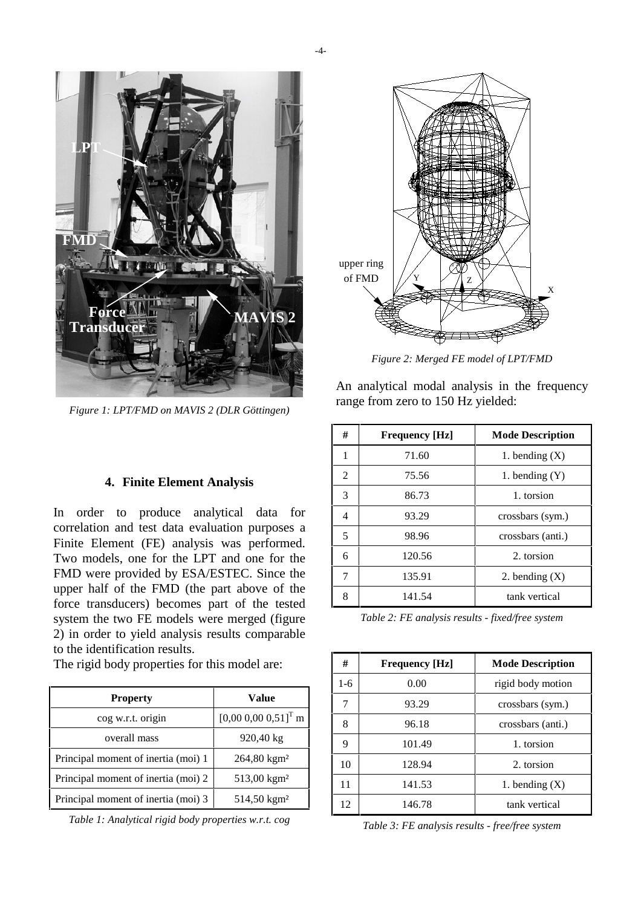Figure 1: LPT/FMD on MAVIS 2 (DLR Göttingen)

## 4. Finite Element Analysis

In order to produce analytical data for correlation and test data evaluation purposes a Finite Element (FE) analysis was performed. Two models, one for the LPT and one for the FMD were provided by ESA/ESTEC. Since the upper half of the FMD (the part above of the force transducers) becomes part of the tested system the two FE models were merged (figure 2) in order to yield analysis results comparable to the identification results.

The rigid body properties for this model are:

| Property | Value |
|---|---|
| cog w.r.t. origin | $[0,00\ 0,00\ 0,51]^T$ m |
| overall mass | 920,40 kg |
| Principal moment of inertia (moi) 1 | 264,80 kgm² |
| Principal moment of inertia (moi) 2 | 513,00 kgm² |
| Principal moment of inertia (moi) 3 | 514,50 kgm² |

*Table 1: Analytical rigid body properties w.r.t. cog*

*Figure 2: Merged FE model of LPT/FMD*

An analytical modal analysis in the frequency range from zero to 150 Hz yielded:

| # | Frequency [Hz] | Mode Description |
|---|---|---|
| 1 | 71.60 | 1. bending (X) |
| 2 | 75.56 | 1. bending (Y) |
| 3 | 86.73 | 1. torsion |
| 4 | 93.29 | crossbars (sym.) |
| 5 | 98.96 | crossbars (anti.) |
| 6 | 120.56 | 2. torsion |
| 7 | 135.91 | 2. bending (X) |
| 8 | 141.54 | tank vertical |

*Table 2: FE analysis results - fixed/free system*

| # | Frequency [Hz] | Mode Description |
|---|---|---|
| 1-6 | 0.00 | rigid body motion |
| 7 | 93.29 | crossbars (sym.) |
| 8 | 96.18 | crossbars (anti.) |
| 9 | 101.49 | 1. torsion |
| 10 | 128.94 | 2. torsion |
| 11 | 141.53 | 1. bending (X) |
| 12 | 146.78 | tank vertical |

*Table 3: FE analysis results - free/free system*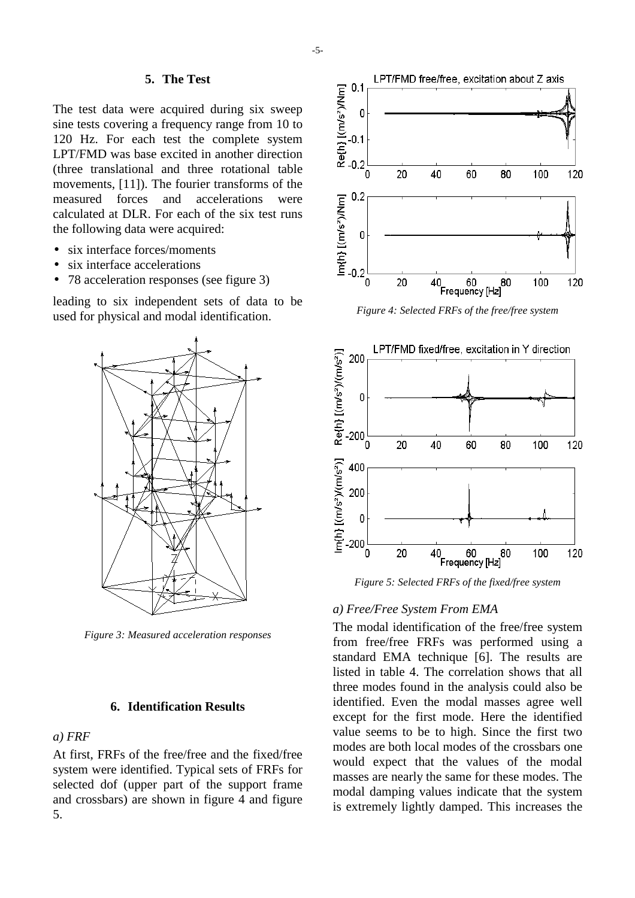## 5. The Test

The test data were acquired during six sweep sine tests covering a frequency range from 10 to 120 Hz. For each test the complete system LPT/FMD was base excited in another direction (three translational and three rotational table movements, [11]). The fourier transforms of the measured forces and accelerations were calculated at DLR. For each of the six test runs the following data were acquired:

- six interface forces/moments
- six interface accelerations
- 78 acceleration responses (see figure 3)

leading to six independent sets of data to be used for physical and modal identification.

*Figure 3: Measured acceleration responses*

## 6. Identification Results

### a) FRF

At first, FRFs of the free/free and the fixed/free system were identified. Typical sets of FRFs for selected dof (upper part of the support frame and crossbars) are shown in figure 4 and figure 5.

*Figure 4: Selected FRFs of the free/free system*

*Figure 5: Selected FRFs of the fixed/free system*

### a) Free/Free System From EMA

The modal identification of the free/free system from free/free FRFs was performed using a standard EMA technique [6]. The results are listed in table 4. The correlation shows that all three modes found in the analysis could also be identified. Even the modal masses agree well except for the first mode. Here the identified value seems to be to high. Since the first two modes are both local modes of the crossbars one would expect that the values of the modal masses are nearly the same for these modes. The modal damping values indicate that the system is extremely lightly damped. This increases the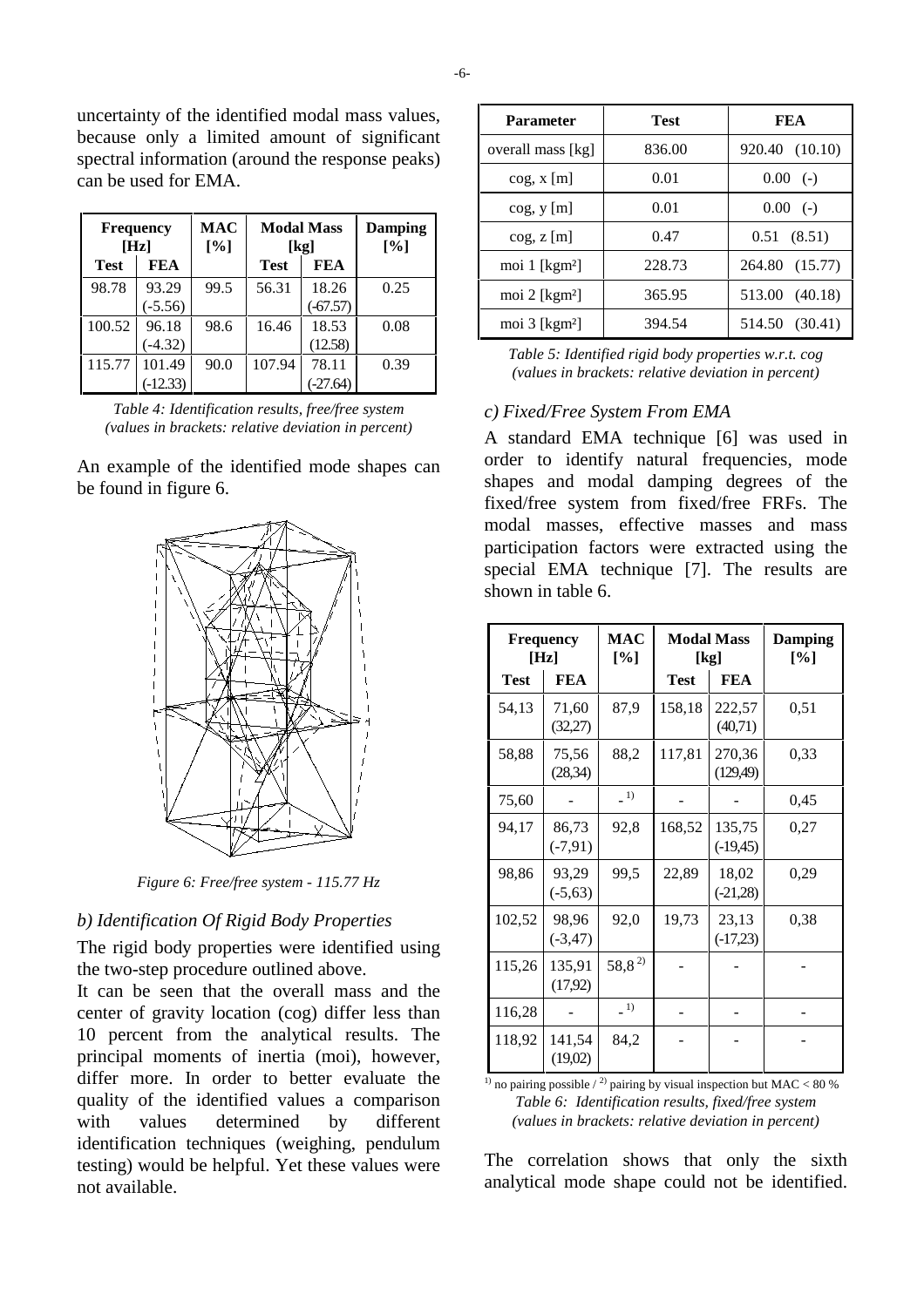uncertainty of the identified modal mass values, because only a limited amount of significant spectral information (around the response peaks) can be used for EMA.

| Frequency [Hz] | | MAC [%] | Modal Mass [kg] | | Damping [%] |
|---|---|---|---|---|---|
| Test | FEA | | Test | FEA | |
| 98.78 | 93.29 (-5.56) | 99.5 | 56.31 | 18.26 (-67.57) | 0.25 |
| 100.52 | 96.18 (-4.32) | 98.6 | 16.46 | 18.53 (12.58) | 0.08 |
| 115.77 | 101.49 (-12.33) | 90.0 | 107.94 | 78.11 (-27.64) | 0.39 |

*Table 4: Identification results, free/free system (values in brackets: relative deviation in percent)*

An example of the identified mode shapes can be found in figure 6.

*Figure 6: Free/free system - 115.77 Hz*

### b) Identification Of Rigid Body Properties

The rigid body properties were identified using the two-step procedure outlined above.

It can be seen that the overall mass and the center of gravity location (cog) differ less than 10 percent from the analytical results. The principal moments of inertia (moi), however, differ more. In order to better evaluate the quality of the identified values a comparison with values determined by different identification techniques (weighing, pendulum testing) would be helpful. Yet these values were not available.

| Parameter | Test | FEA |
|---|---|---|
| overall mass [kg] | 836.00 | 920.40 (10.10) |
| cog, x [m] | 0.01 | 0.00 (-) |
| cog, y [m] | 0.01 | 0.00 (-) |
| cog, z [m] | 0.47 | 0.51 (8.51) |
| moi 1 [kgm²] | 228.73 | 264.80 (15.77) |
| moi 2 [kgm²] | 365.95 | 513.00 (40.18) |
| moi 3 [kgm²] | 394.54 | 514.50 (30.41) |

*Table 5: Identified rigid body properties w.r.t. cog (values in brackets: relative deviation in percent)*

### c) Fixed/Free System From EMA

A standard EMA technique [6] was used in order to identify natural frequencies, mode shapes and modal damping degrees of the fixed/free system from fixed/free FRFs. The modal masses, effective masses and mass participation factors were extracted using the special EMA technique [7]. The results are shown in table 6.

| Frequency [Hz] | | MAC [%] | Modal Mass [kg] | | Damping [%] |
|---|---|---|---|---|---|
| Test | FEA | | Test | FEA | |
| 54,13 | 71,60 (32,27) | 87,9 | 158,18 | 222,57 (40,71) | 0,51 |
| 58,88 | 75,56 (28,34) | 88,2 | 117,81 | 270,36 (129,49) | 0,33 |
| 75,60 | - | - [1)] | - | - | 0,45 |
| 94,17 | 86,73 (-7,91) | 92,8 | 168,52 | 135,75 (-19,45) | 0,27 |
| 98,86 | 93,29 (-5,63) | 99,5 | 22,89 | 18,02 (-21,28) | 0,29 |
| 102,52 | 98,96 (-3,47) | 92,0 | 19,73 | 23,13 (-17,23) | 0,38 |
| 115,26 | 135,91 (17,92) | 58,8 [2)] | - | - | - |
| 116,28 | - | - [1)] | - | - | - |
| 118,92 | 141,54 (19,02) | 84,2 | - | - | - |

[1)] no pairing possible / [2)] pairing by visual inspection but MAC < 80 %

*Table 6: Identification results, fixed/free system (values in brackets: relative deviation in percent)*

The correlation shows that only the sixth analytical mode shape could not be identified.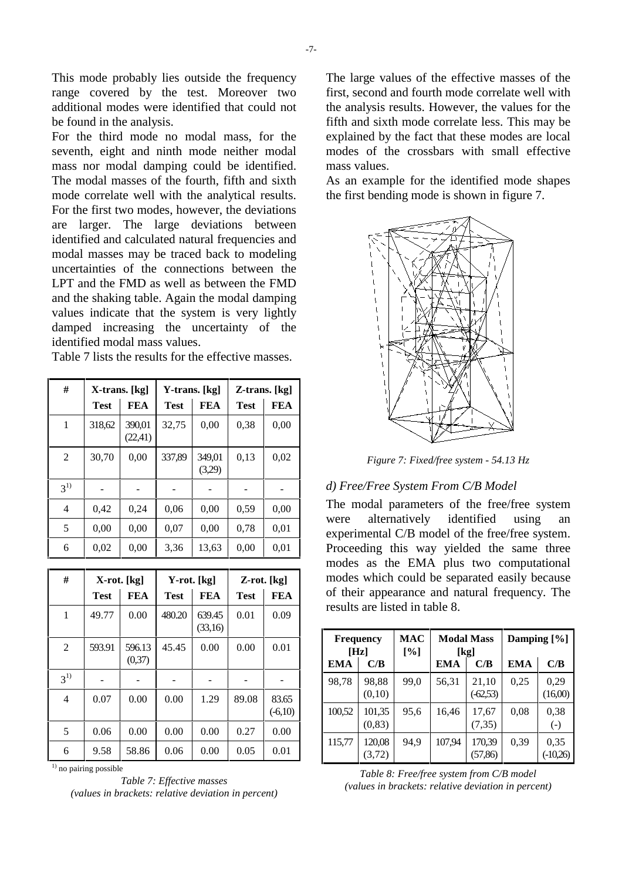This mode probably lies outside the frequency range covered by the test. Moreover two additional modes were identified that could not be found in the analysis.

For the third mode no modal mass, for the seventh, eight and ninth mode neither modal mass nor modal damping could be identified. The modal masses of the fourth, fifth and sixth mode correlate well with the analytical results. For the first two modes, however, the deviations are larger. The large deviations between identified and calculated natural frequencies and modal masses may be traced back to modeling uncertainties of the connections between the LPT and the FMD as well as between the FMD and the shaking table. Again the modal damping values indicate that the system is very lightly damped increasing the uncertainty of the identified modal mass values.

Table 7 lists the results for the effective masses.

| # | X-trans. [kg] | | Y-trans. [kg] | | Z-trans. [kg] | |
|---|---|---|---|---|---|---|
| | Test | FEA | Test | FEA | Test | FEA |
| 1 | 318,62 | 390,01 (22,41) | 32,75 | 0,00 | 0,38 | 0,00 |
| 2 | 30,70 | 0,00 | 337,89 | 349,01 (3,29) | 0,13 | 0,02 |
| 3[1] | - | - | - | - | - | - |
| 4 | 0,42 | 0,24 | 0,06 | 0,00 | 0,59 | 0,00 |
| 5 | 0,00 | 0,00 | 0,07 | 0,00 | 0,78 | 0,01 |
| 6 | 0,02 | 0,00 | 3,36 | 13,63 | 0,00 | 0,01 |

| # | X-rot. [kg] | | Y-rot. [kg] | | Z-rot. [kg] | |
|---|---|---|---|---|---|---|
| | Test | FEA | Test | FEA | Test | FEA |
| 1 | 49.77 | 0.00 | 480.20 | 639.45 (33,16) | 0.01 | 0.09 |
| 2 | 593.91 | 596.13 (0,37) | 45.45 | 0.00 | 0.00 | 0.01 |
| 3[1] | - | - | - | - | - | - |
| 4 | 0.07 | 0.00 | 0.00 | 1.29 | 89.08 | 83.65 (-6,10) |
| 5 | 0.06 | 0.00 | 0.00 | 0.00 | 0.27 | 0.00 |
| 6 | 9.58 | 58.86 | 0.06 | 0.00 | 0.05 | 0.01 |

[1] no pairing possible

*Table 7: Effective masses*
*(values in brackets: relative deviation in percent)*

The large values of the effective masses of the first, second and fourth mode correlate well with the analysis results. However, the values for the fifth and sixth mode correlate less. This may be explained by the fact that these modes are local modes of the crossbars with small effective mass values.

As an example for the identified mode shapes the first bending mode is shown in figure 7.

*Figure 7: Fixed/free system - 54.13 Hz*

### *d) Free/Free System From C/B Model*

The modal parameters of the free/free system were alternatively identified using an experimental C/B model of the free/free system. Proceeding this way yielded the same three modes as the EMA plus two computational modes which could be separated easily because of their appearance and natural frequency. The results are listed in table 8.

| Frequency [Hz] | | MAC [%] | Modal Mass [kg] | | Damping [%] | |
|---|---|---|---|---|---|---|
| EMA | C/B | | EMA | C/B | EMA | C/B |
| 98,78 | 98,88 (0,10) | 99,0 | 56,31 | 21,10 (-62,53) | 0,25 | 0,29 (16,00) |
| 100,52 | 101,35 (0,83) | 95,6 | 16,46 | 17,67 (7,35) | 0,08 | 0,38 (-) |
| 115,77 | 120,08 (3,72) | 94,9 | 107,94 | 170,39 (57,86) | 0,39 | 0,35 (-10,26) |

*Table 8: Free/free system from C/B model*
*(values in brackets: relative deviation in percent)*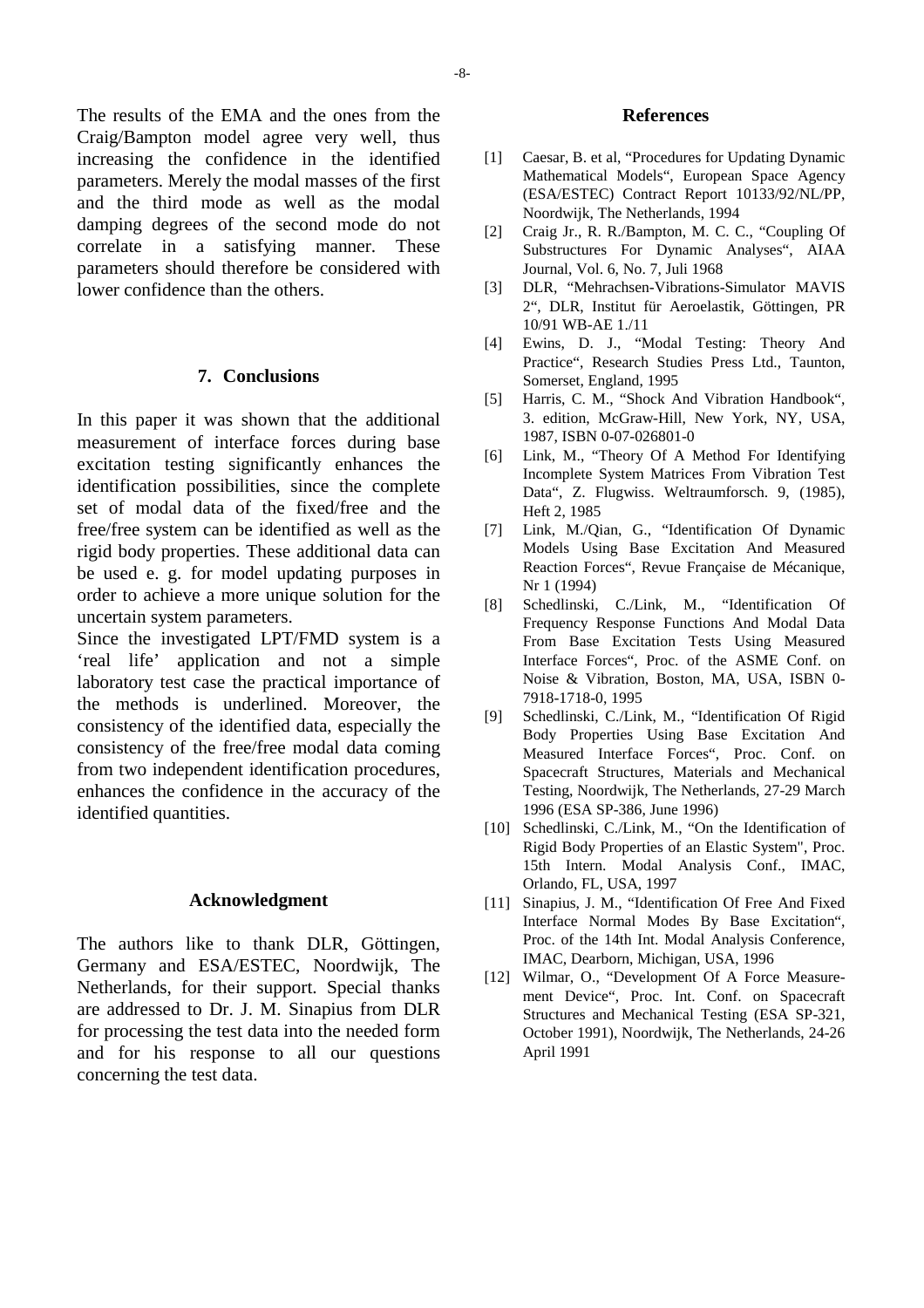The results of the EMA and the ones from the Craig/Bampton model agree very well, thus increasing the confidence in the identified parameters. Merely the modal masses of the first and the third mode as well as the modal damping degrees of the second mode do not correlate in a satisfying manner. These parameters should therefore be considered with lower confidence than the others.

## 7. Conclusions

In this paper it was shown that the additional measurement of interface forces during base excitation testing significantly enhances the identification possibilities, since the complete set of modal data of the fixed/free and the free/free system can be identified as well as the rigid body properties. These additional data can be used e. g. for model updating purposes in order to achieve a more unique solution for the uncertain system parameters.

Since the investigated LPT/FMD system is a 'real life' application and not a simple laboratory test case the practical importance of the methods is underlined. Moreover, the consistency of the identified data, especially the consistency of the free/free modal data coming from two independent identification procedures, enhances the confidence in the accuracy of the identified quantities.

## Acknowledgment

The authors like to thank DLR, Göttingen, Germany and ESA/ESTEC, Noordwijk, The Netherlands, for their support. Special thanks are addressed to Dr. J. M. Sinapius from DLR for processing the test data into the needed form and for his response to all our questions concerning the test data.

## References

[1] Caesar, B. et al, "Procedures for Updating Dynamic Mathematical Models", European Space Agency (ESA/ESTEC) Contract Report 10133/92/NL/PP, Noordwijk, The Netherlands, 1994

[2] Craig Jr., R. R./Bampton, M. C. C., "Coupling Of Substructures For Dynamic Analyses", AIAA Journal, Vol. 6, No. 7, Juli 1968

[3] DLR, "Mehrachsen-Vibrations-Simulator MAVIS 2", DLR, Institut für Aeroelastik, Göttingen, PR 10/91 WB-AE 1./11

[4] Ewins, D. J., "Modal Testing: Theory And Practice", Research Studies Press Ltd., Taunton, Somerset, England, 1995

[5] Harris, C. M., "Shock And Vibration Handbook", 3. edition, McGraw-Hill, New York, NY, USA, 1987, ISBN 0-07-026801-0

[6] Link, M., "Theory Of A Method For Identifying Incomplete System Matrices From Vibration Test Data", Z. Flugwiss. Weltraumforsch. 9, (1985), Heft 2, 1985

[7] Link, M./Qian, G., "Identification Of Dynamic Models Using Base Excitation And Measured Reaction Forces", Revue Française de Mécanique, Nr 1 (1994)

[8] Schedlinski, C./Link, M., "Identification Of Frequency Response Functions And Modal Data From Base Excitation Tests Using Measured Interface Forces", Proc. of the ASME Conf. on Noise & Vibration, Boston, MA, USA, ISBN 0-7918-1718-0, 1995

[9] Schedlinski, C./Link, M., "Identification Of Rigid Body Properties Using Base Excitation And Measured Interface Forces", Proc. Conf. on Spacecraft Structures, Materials and Mechanical Testing, Noordwijk, The Netherlands, 27-29 March 1996 (ESA SP-386, June 1996)

[10] Schedlinski, C./Link, M., "On the Identification of Rigid Body Properties of an Elastic System", Proc. 15th Intern. Modal Analysis Conf., IMAC, Orlando, FL, USA, 1997

[11] Sinapius, J. M., "Identification Of Free And Fixed Interface Normal Modes By Base Excitation", Proc. of the 14th Int. Modal Analysis Conference, IMAC, Dearborn, Michigan, USA, 1996

[12] Wilmar, O., "Development Of A Force Measurement Device", Proc. Int. Conf. on Spacecraft Structures and Mechanical Testing (ESA SP-321, October 1991), Noordwijk, The Netherlands, 24-26 April 1991